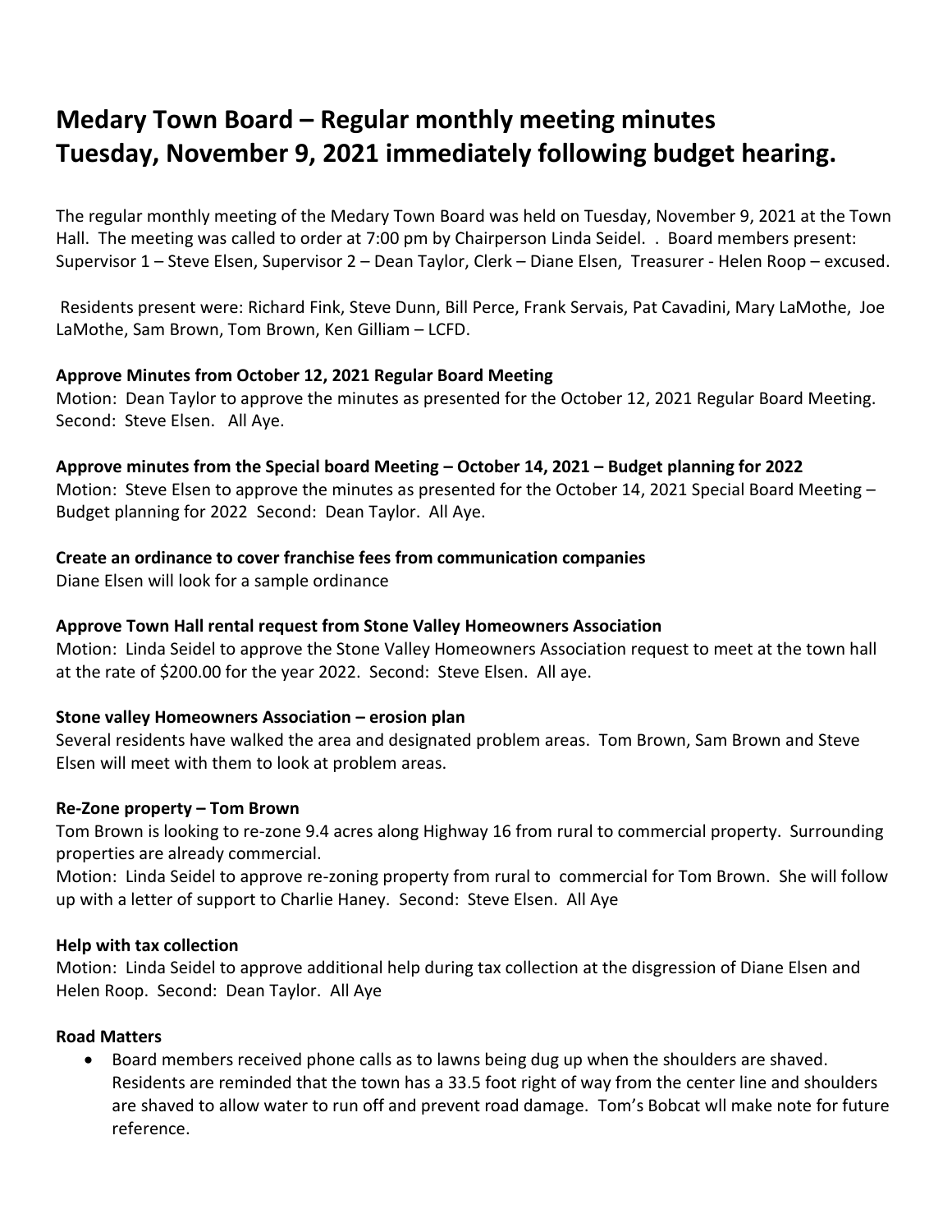# Medary Town Board – Regular monthly meeting minutes
# Tuesday, November 9, 2021 immediately following budget hearing.

The regular monthly meeting of the Medary Town Board was held on Tuesday, November 9, 2021 at the Town Hall. The meeting was called to order at 7:00 pm by Chairperson Linda Seidel. . Board members present: Supervisor 1 – Steve Elsen, Supervisor 2 – Dean Taylor, Clerk – Diane Elsen, Treasurer - Helen Roop – excused.

Residents present were: Richard Fink, Steve Dunn, Bill Perce, Frank Servais, Pat Cavadini, Mary LaMothe, Joe LaMothe, Sam Brown, Tom Brown, Ken Gilliam – LCFD.

**Approve Minutes from October 12, 2021 Regular Board Meeting**

Motion: Dean Taylor to approve the minutes as presented for the October 12, 2021 Regular Board Meeting. Second: Steve Elsen. All Aye.

**Approve minutes from the Special board Meeting – October 14, 2021 – Budget planning for 2022**

Motion: Steve Elsen to approve the minutes as presented for the October 14, 2021 Special Board Meeting – Budget planning for 2022 Second: Dean Taylor. All Aye.

**Create an ordinance to cover franchise fees from communication companies**

Diane Elsen will look for a sample ordinance

**Approve Town Hall rental request from Stone Valley Homeowners Association**

Motion: Linda Seidel to approve the Stone Valley Homeowners Association request to meet at the town hall at the rate of $200.00 for the year 2022. Second: Steve Elsen. All aye.

**Stone valley Homeowners Association – erosion plan**

Several residents have walked the area and designated problem areas. Tom Brown, Sam Brown and Steve Elsen will meet with them to look at problem areas.

**Re-Zone property – Tom Brown**

Tom Brown is looking to re-zone 9.4 acres along Highway 16 from rural to commercial property. Surrounding properties are already commercial.

Motion: Linda Seidel to approve re-zoning property from rural to commercial for Tom Brown. She will follow up with a letter of support to Charlie Haney. Second: Steve Elsen. All Aye

**Help with tax collection**

Motion: Linda Seidel to approve additional help during tax collection at the disgression of Diane Elsen and Helen Roop. Second: Dean Taylor. All Aye

**Road Matters**

- Board members received phone calls as to lawns being dug up when the shoulders are shaved. Residents are reminded that the town has a 33.5 foot right of way from the center line and shoulders are shaved to allow water to run off and prevent road damage. Tom's Bobcat wll make note for future reference.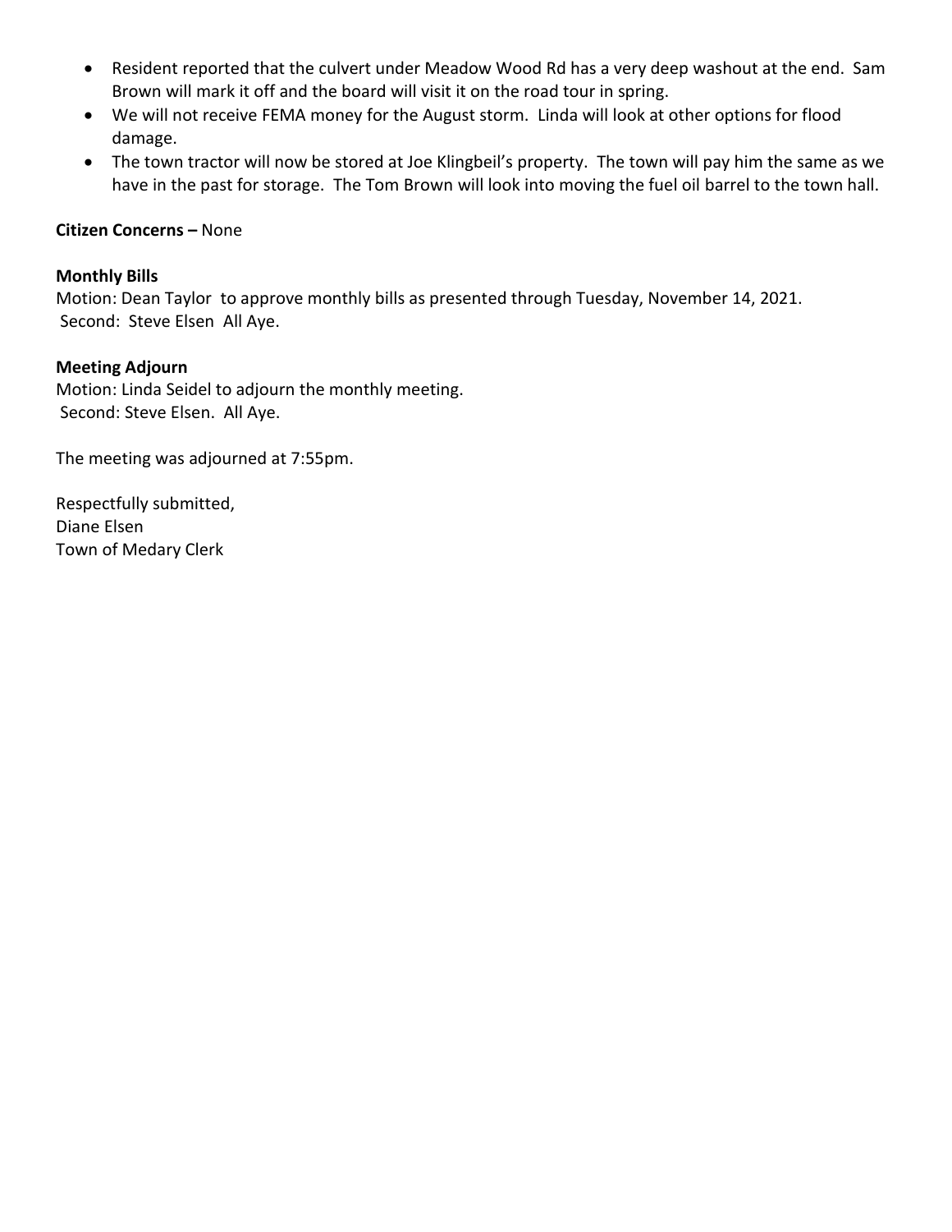- Resident reported that the culvert under Meadow Wood Rd has a very deep washout at the end. Sam Brown will mark it off and the board will visit it on the road tour in spring.
- We will not receive FEMA money for the August storm. Linda will look at other options for flood damage.
- The town tractor will now be stored at Joe Klingbeil's property. The town will pay him the same as we have in the past for storage. The Tom Brown will look into moving the fuel oil barrel to the town hall.

**Citizen Concerns –** None

**Monthly Bills**

Motion: Dean Taylor to approve monthly bills as presented through Tuesday, November 14, 2021.
Second: Steve Elsen All Aye.

**Meeting Adjourn**

Motion: Linda Seidel to adjourn the monthly meeting.
Second: Steve Elsen. All Aye.

The meeting was adjourned at 7:55pm.

Respectfully submitted,
Diane Elsen
Town of Medary Clerk